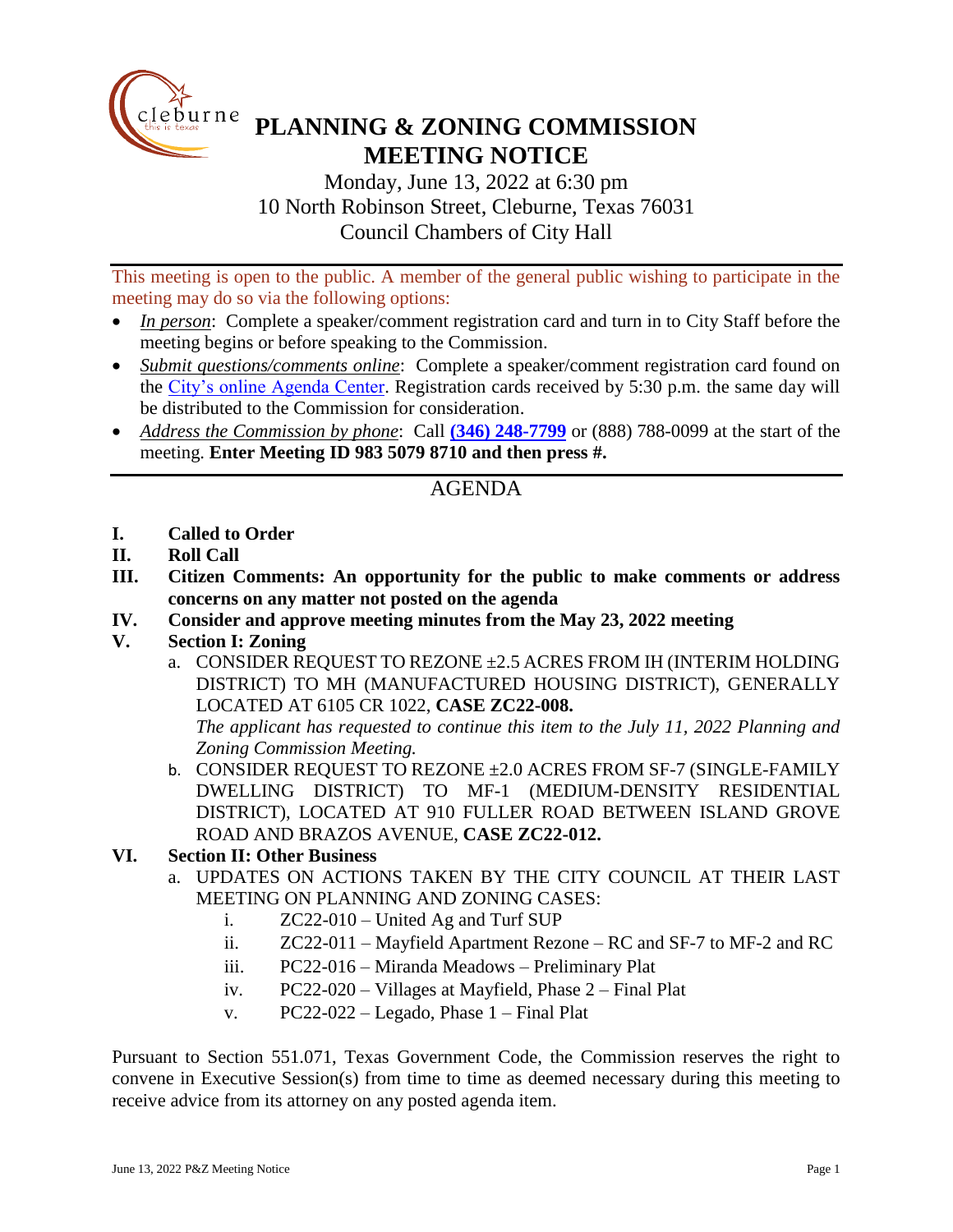# PLANNING & ZONING COMMISSION MEETING NOTICE

Monday, June 13, 2022 at 6:30 pm
10 North Robinson Street, Cleburne, Texas 76031
Council Chambers of City Hall

This meeting is open to the public. A member of the general public wishing to participate in the meeting may do so via the following options:

- *In person*: Complete a speaker/comment registration card and turn in to City Staff before the meeting begins or before speaking to the Commission.
- *Submit questions/comments online*: Complete a speaker/comment registration card found on the City's online Agenda Center. Registration cards received by 5:30 p.m. the same day will be distributed to the Commission for consideration.
- *Address the Commission by phone*: Call **(346) 248-7799** or (888) 788-0099 at the start of the meeting. **Enter Meeting ID 983 5079 8710 and then press #.**

## AGENDA

**I. Called to Order**

**II. Roll Call**

**III. Citizen Comments: An opportunity for the public to make comments or address concerns on any matter not posted on the agenda**

**IV. Consider and approve meeting minutes from the May 23, 2022 meeting**

**V. Section I: Zoning**

a. CONSIDER REQUEST TO REZONE ±2.5 ACRES FROM IH (INTERIM HOLDING DISTRICT) TO MH (MANUFACTURED HOUSING DISTRICT), GENERALLY LOCATED AT 6105 CR 1022, **CASE ZC22-008.**
*The applicant has requested to continue this item to the July 11, 2022 Planning and Zoning Commission Meeting.*

b. CONSIDER REQUEST TO REZONE ±2.0 ACRES FROM SF-7 (SINGLE-FAMILY DWELLING DISTRICT) TO MF-1 (MEDIUM-DENSITY RESIDENTIAL DISTRICT), LOCATED AT 910 FULLER ROAD BETWEEN ISLAND GROVE ROAD AND BRAZOS AVENUE, **CASE ZC22-012.**

**VI. Section II: Other Business**

a. UPDATES ON ACTIONS TAKEN BY THE CITY COUNCIL AT THEIR LAST MEETING ON PLANNING AND ZONING CASES:

i. ZC22-010 – United Ag and Turf SUP

ii. ZC22-011 – Mayfield Apartment Rezone – RC and SF-7 to MF-2 and RC

iii. PC22-016 – Miranda Meadows – Preliminary Plat

iv. PC22-020 – Villages at Mayfield, Phase 2 – Final Plat

v. PC22-022 – Legado, Phase 1 – Final Plat

Pursuant to Section 551.071, Texas Government Code, the Commission reserves the right to convene in Executive Session(s) from time to time as deemed necessary during this meeting to receive advice from its attorney on any posted agenda item.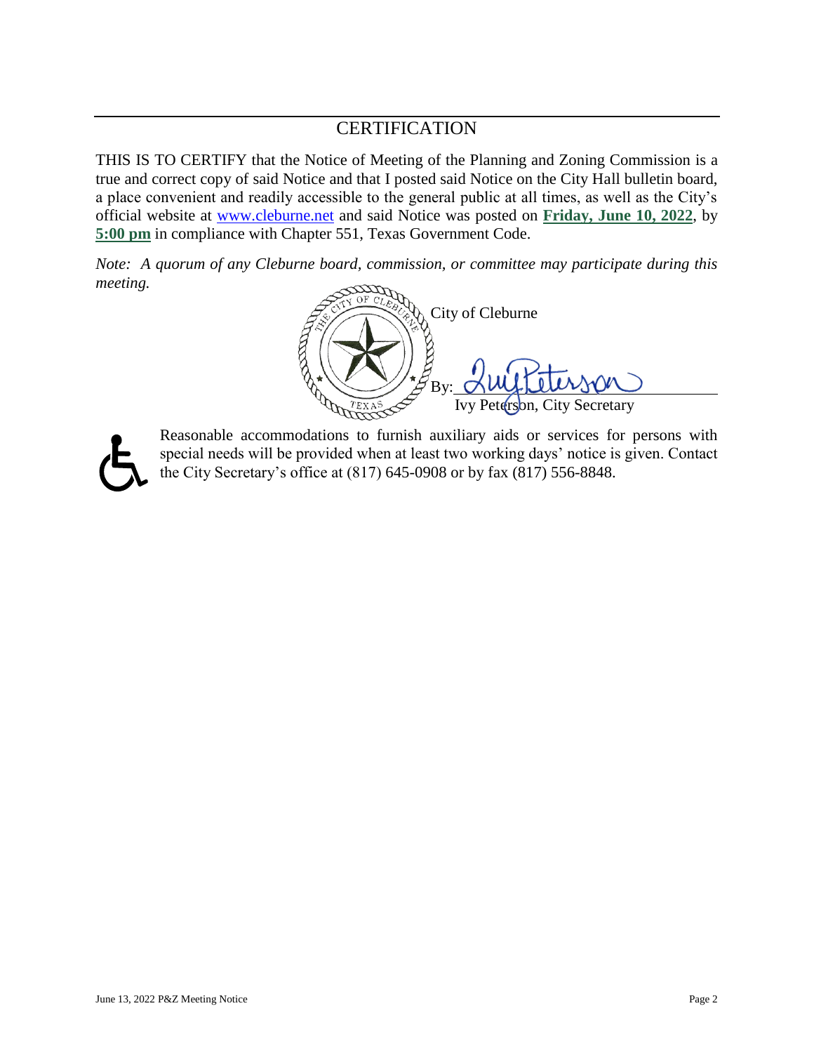## CERTIFICATION

THIS IS TO CERTIFY that the Notice of Meeting of the Planning and Zoning Commission is a true and correct copy of said Notice and that I posted said Notice on the City Hall bulletin board, a place convenient and readily accessible to the general public at all times, as well as the City's official website at www.cleburne.net and said Notice was posted on **Friday, June 10, 2022**, by **5:00 pm** in compliance with Chapter 551, Texas Government Code.

*Note: A quorum of any Cleburne board, commission, or committee may participate during this meeting.*

City of Cleburne

By: Ivy Peterson

Ivy Peterson, City Secretary

Reasonable accommodations to furnish auxiliary aids or services for persons with special needs will be provided when at least two working days' notice is given. Contact the City Secretary's office at (817) 645-0908 or by fax (817) 556-8848.